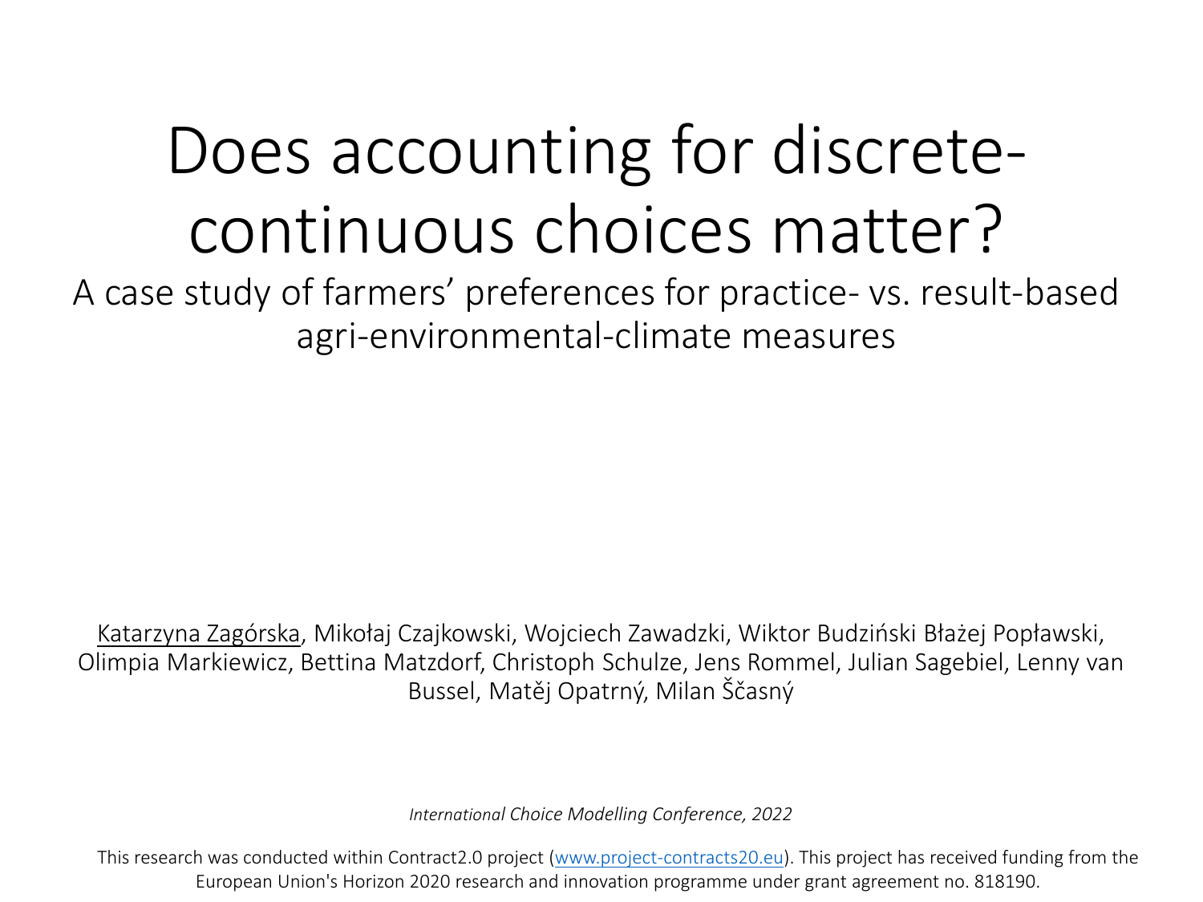# Does accounting for discrete-continuous choices matter?

## A case study of farmers' preferences for practice- vs. result-based agri-environmental-climate measures

Katarzyna Zagórska, Mikołaj Czajkowski, Wojciech Zawadzki, Wiktor Budziński Błażej Popławski, Olimpia Markiewicz, Bettina Matzdorf, Christoph Schulze, Jens Rommel, Julian Sagebiel, Lenny van Bussel, Matěj Opatrný, Milan Ščasný

*International Choice Modelling Conference, 2022*

This research was conducted within Contract2.0 project (www.project-contracts20.eu). This project has received funding from the European Union's Horizon 2020 research and innovation programme under grant agreement no. 818190.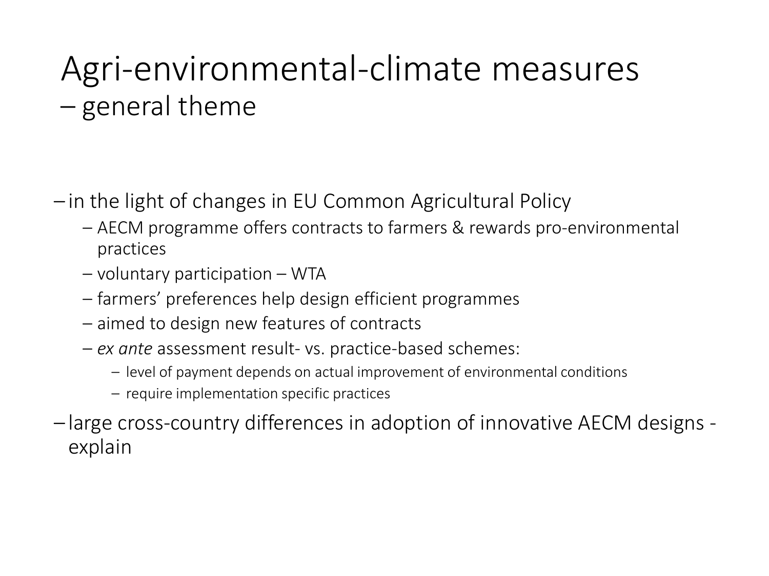# Agri-environmental-climate measures
## – general theme

- in the light of changes in EU Common Agricultural Policy
  - AECM programme offers contracts to farmers & rewards pro-environmental practices
  - voluntary participation – WTA
  - farmers' preferences help design efficient programmes
  - aimed to design new features of contracts
  - *ex ante* assessment result- vs. practice-based schemes:
    - level of payment depends on actual improvement of environmental conditions
    - require implementation specific practices
- large cross-country differences in adoption of innovative AECM designs - explain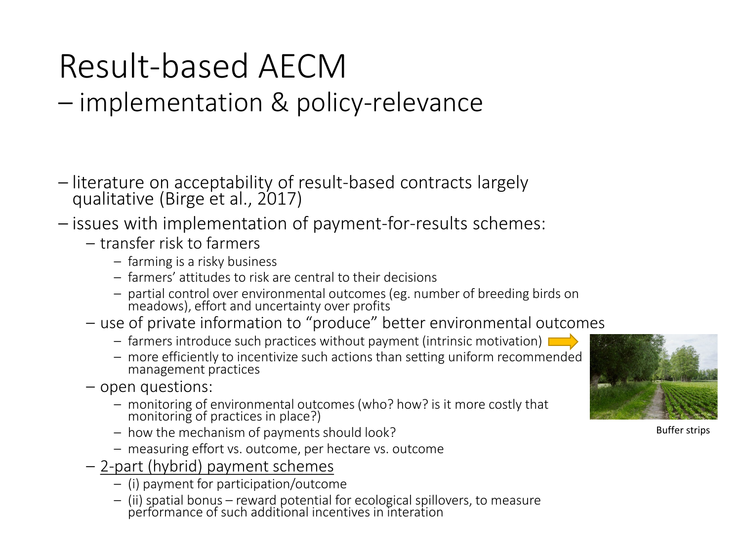# Result-based AECM
## – implementation & policy-relevance

- literature on acceptability of result-based contracts largely qualitative (Birge et al., 2017)
- issues with implementation of payment-for-results schemes:
  - transfer risk to farmers
    - farming is a risky business
    - farmers' attitudes to risk are central to their decisions
    - partial control over environmental outcomes (eg. number of breeding birds on meadows), effort and uncertainty over profits
  - use of private information to "produce" better environmental outcomes
    - farmers introduce such practices without payment (intrinsic motivation)
    - more efficiently to incentivize such actions than setting uniform recommended management practices
  - open questions:
    - monitoring of environmental outcomes (who? how? is it more costly that monitoring of practices in place?)
    - how the mechanism of payments should look?
    - measuring effort vs. outcome, per hectare vs. outcome
  - <u>2-part (hybrid) payment schemes</u>
    - (i) payment for participation/outcome
    - (ii) spatial bonus – reward potential for ecological spillovers, to measure performance of such additional incentives in interation

Buffer strips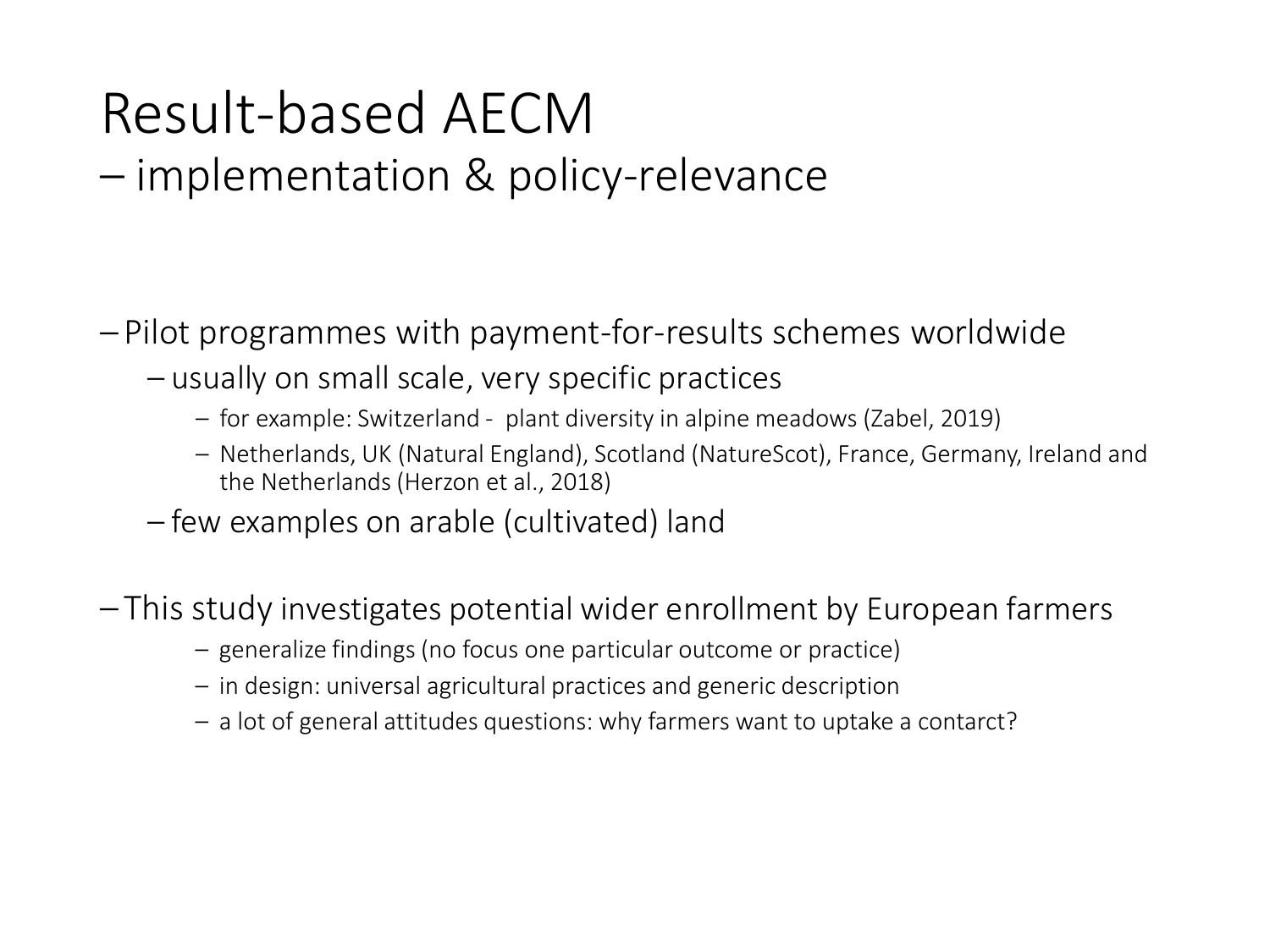# Result-based AECM

## – implementation & policy-relevance

- Pilot programmes with payment-for-results schemes worldwide
  - usually on small scale, very specific practices
    - for example: Switzerland - plant diversity in alpine meadows (Zabel, 2019)
    - Netherlands, UK (Natural England), Scotland (NatureScot), France, Germany, Ireland and the Netherlands (Herzon et al., 2018)
  - few examples on arable (cultivated) land

- This study investigates potential wider enrollment by European farmers
  - generalize findings (no focus one particular outcome or practice)
  - in design: universal agricultural practices and generic description
  - a lot of general attitudes questions: why farmers want to uptake a contarct?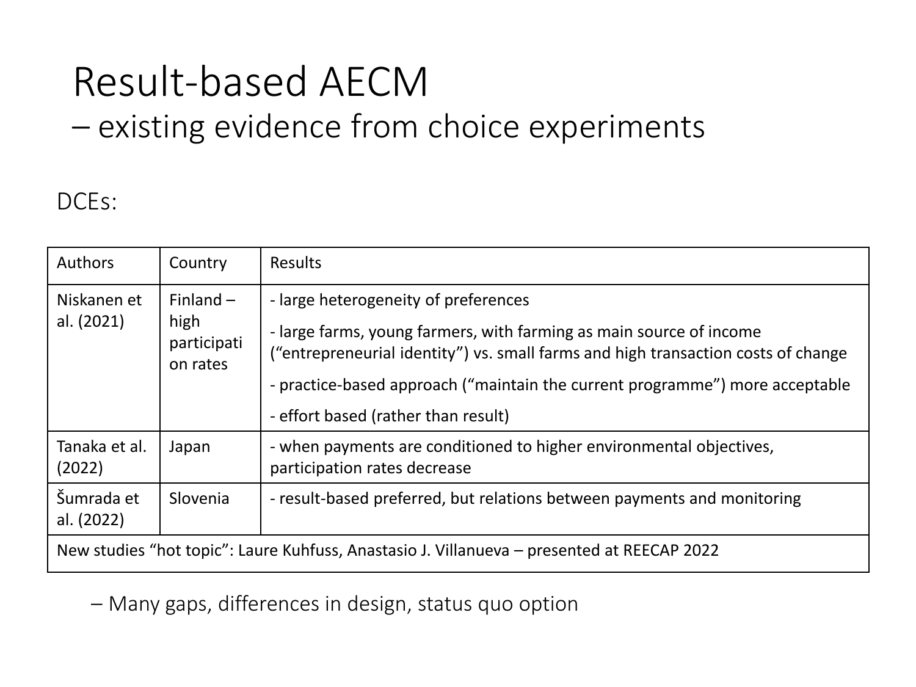# Result-based AECM
## – existing evidence from choice experiments

DCEs:

| Authors | Country | Results |
| --- | --- | --- |
| Niskanen et al. (2021) | Finland – high participation rates | - large heterogeneity of preferences<br>- large farms, young farmers, with farming as main source of income (“entrepreneurial identity”) vs. small farms and high transaction costs of change<br>- practice-based approach (“maintain the current programme”) more acceptable<br>- effort based (rather than result) |
| Tanaka et al. (2022) | Japan | - when payments are conditioned to higher environmental objectives, participation rates decrease |
| Šumrada et al. (2022) | Slovenia | - result-based preferred, but relations between payments and monitoring |
| New studies “hot topic”: Laure Kuhfuss, Anastasio J. Villanueva – presented at REECAP 2022 | | |

– Many gaps, differences in design, status quo option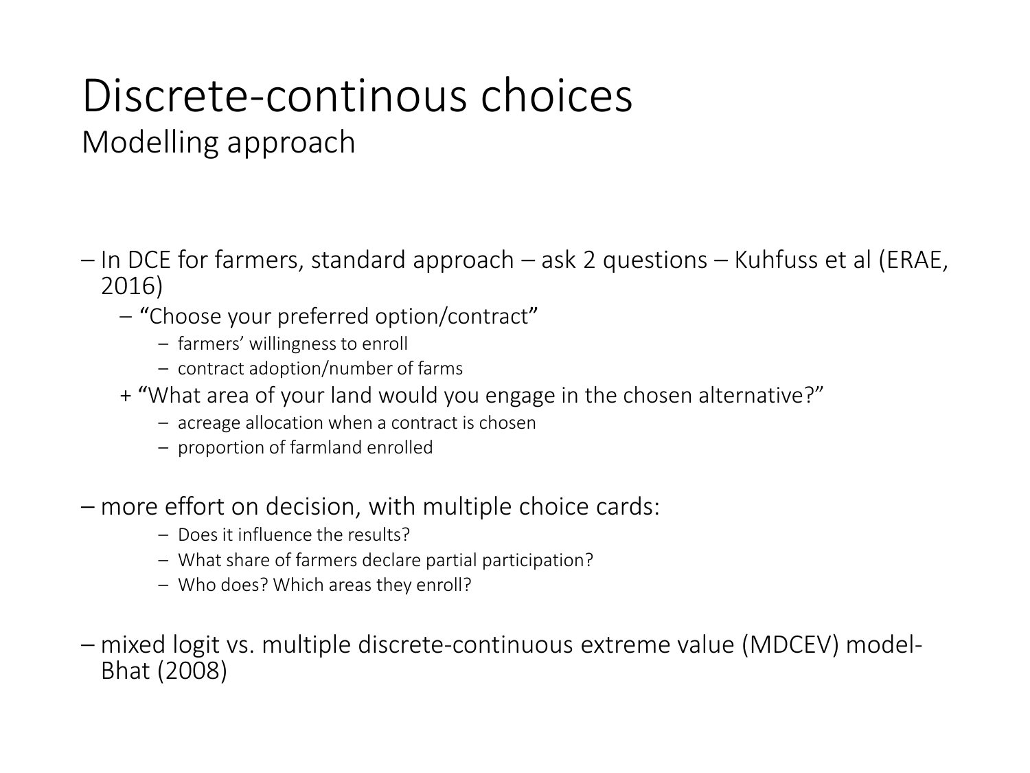# Discrete-continous choices

## Modelling approach

- In DCE for farmers, standard approach – ask 2 questions – Kuhfuss et al (ERAE, 2016)
  - "Choose your preferred option/contract"
    - farmers' willingness to enroll
    - contract adoption/number of farms
  
  \+ "What area of your land would you engage in the chosen alternative?"
    - acreage allocation when a contract is chosen
    - proportion of farmland enrolled

- more effort on decision, with multiple choice cards:
    - Does it influence the results?
    - What share of farmers declare partial participation?
    - Who does? Which areas they enroll?

- mixed logit vs. multiple discrete-continuous extreme value (MDCEV) model- Bhat (2008)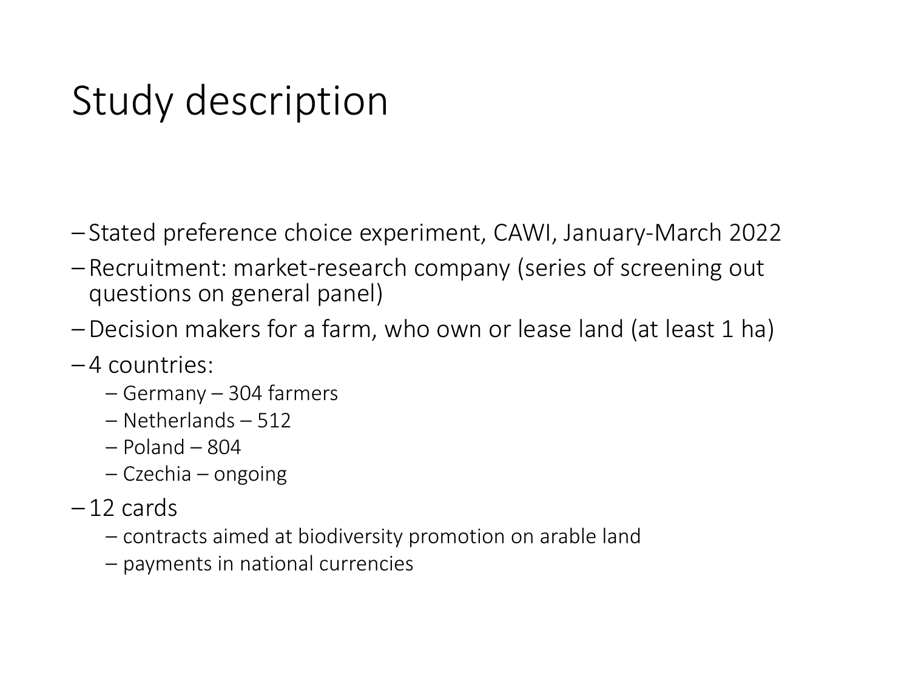# Study description

- Stated preference choice experiment, CAWI, January-March 2022
- Recruitment: market-research company (series of screening out questions on general panel)
- Decision makers for a farm, who own or lease land (at least 1 ha)
- 4 countries:
  - Germany – 304 farmers
  - Netherlands – 512
  - Poland – 804
  - Czechia – ongoing
- 12 cards
  - contracts aimed at biodiversity promotion on arable land
  - payments in national currencies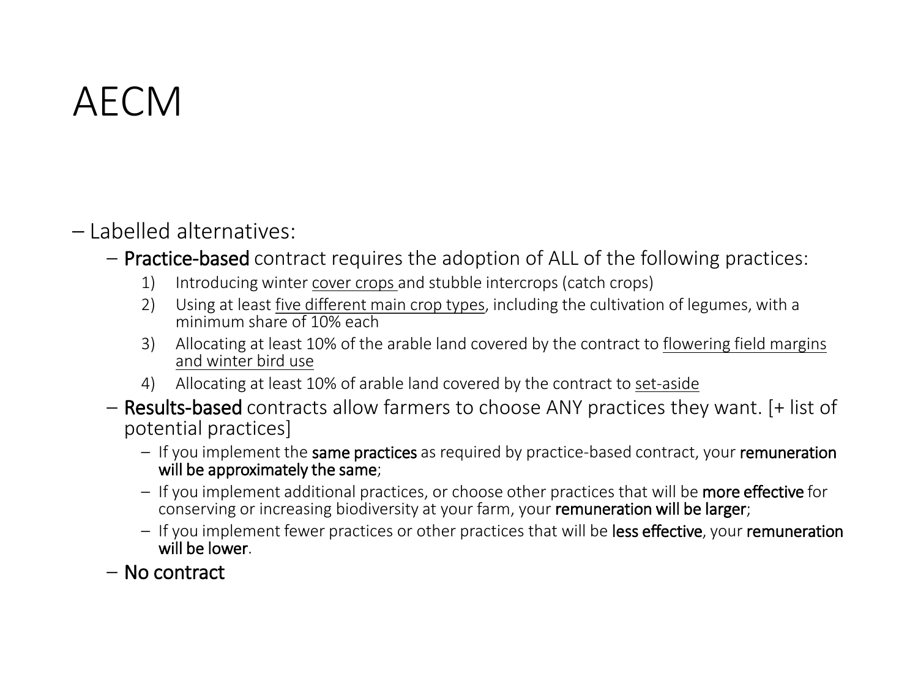# AECM

- Labelled alternatives:
  - **Practice-based** contract requires the adoption of ALL of the following practices:
    1) Introducing winter <u>cover crops</u> and stubble intercrops (catch crops)
    2) Using at least <u>five different main crop types</u>, including the cultivation of legumes, with a minimum share of 10% each
    3) Allocating at least 10% of the arable land covered by the contract to <u>flowering field margins and winter bird use</u>
    4) Allocating at least 10% of arable land covered by the contract to <u>set-aside</u>
  - **Results-based** contracts allow farmers to choose ANY practices they want. [+ list of potential practices]
    - If you implement the **same practices** as required by practice-based contract, your **remuneration will be approximately the same**;
    - If you implement additional practices, or choose other practices that will be **more effective** for conserving or increasing biodiversity at your farm, your **remuneration will be larger**;
    - If you implement fewer practices or other practices that will be **less effective**, your **remuneration will be lower**.
  - **No contract**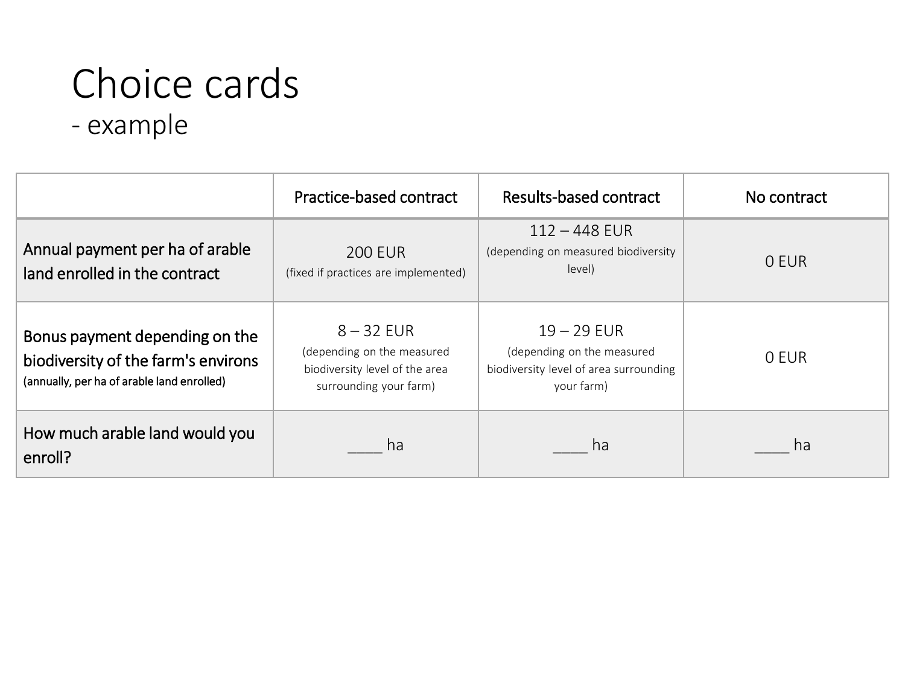# Choice cards

## - example

| | Practice-based contract | Results-based contract | No contract |
|---|---|---|---|
| Annual payment per ha of arable land enrolled in the contract | 200 EUR (fixed if practices are implemented) | 112 – 448 EUR (depending on measured biodiversity level) | 0 EUR |
| Bonus payment depending on the biodiversity of the farm's environs (annually, per ha of arable land enrolled) | 8 – 32 EUR (depending on the measured biodiversity level of the area surrounding your farm) | 19 – 29 EUR (depending on the measured biodiversity level of area surrounding your farm) | 0 EUR |
| How much arable land would you enroll? | ____ ha | ____ ha | ____ ha |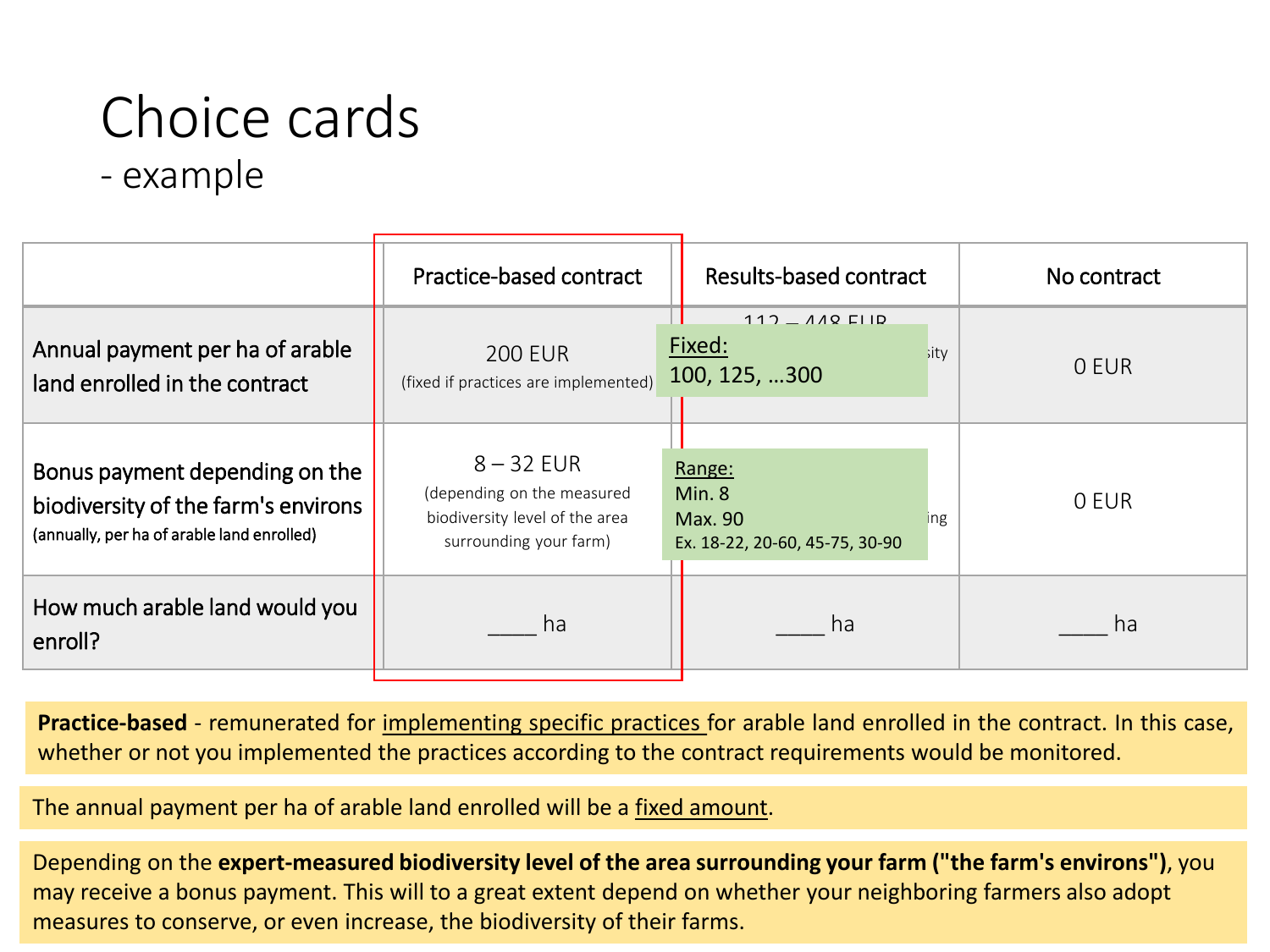# Choice cards

## - example

| | Practice-based contract | Results-based contract | No contract |
|---|---|---|---|
| Annual payment per ha of arable land enrolled in the contract | 200 EUR (fixed if practices are implemented) | 112 – 448 EUR ...sity | 0 EUR |
| Bonus payment depending on the biodiversity of the farm's environs (annually, per ha of arable land enrolled) | 8 – 32 EUR (depending on the measured biodiversity level of the area surrounding your farm) | ...ing | 0 EUR |
| How much arable land would you enroll? | ____ ha | ____ ha | ____ ha |

Fixed:
100, 125, …300

Range:
Min. 8
Max. 90
Ex. 18-22, 20-60, 45-75, 30-90

**Practice-based** - remunerated for implementing specific practices for arable land enrolled in the contract. In this case, whether or not you implemented the practices according to the contract requirements would be monitored.

The annual payment per ha of arable land enrolled will be a fixed amount.

Depending on the **expert-measured biodiversity level of the area surrounding your farm ("the farm's environs")**, you may receive a bonus payment. This will to a great extent depend on whether your neighboring farmers also adopt measures to conserve, or even increase, the biodiversity of their farms.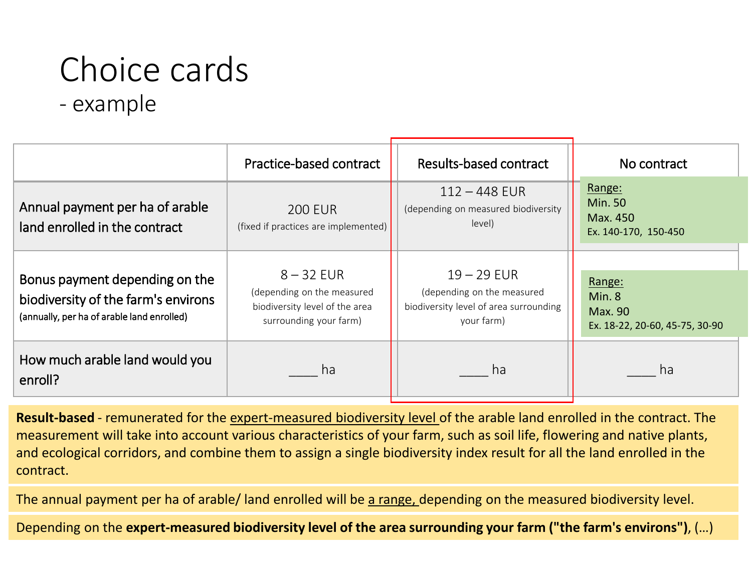# Choice cards

## - example

| | Practice-based contract | Results-based contract | No contract |
|---|---|---|---|
| Annual payment per ha of arable land enrolled in the contract | 200 EUR (fixed if practices are implemented) | 112 – 448 EUR (depending on measured biodiversity level) | Range: Min. 50 Max. 450 Ex. 140-170, 150-450 |
| Bonus payment depending on the biodiversity of the farm's environs (annually, per ha of arable land enrolled) | 8 – 32 EUR (depending on the measured biodiversity level of the area surrounding your farm) | 19 – 29 EUR (depending on the measured biodiversity level of area surrounding your farm) | Range: Min. 8 Max. 90 Ex. 18-22, 20-60, 45-75, 30-90 |
| How much arable land would you enroll? | ____ ha | ____ ha | ____ ha |

**Result-based** - remunerated for the expert-measured biodiversity level of the arable land enrolled in the contract. The measurement will take into account various characteristics of your farm, such as soil life, flowering and native plants, and ecological corridors, and combine them to assign a single biodiversity index result for all the land enrolled in the contract.

The annual payment per ha of arable/ land enrolled will be a range, depending on the measured biodiversity level.

Depending on the **expert-measured biodiversity level of the area surrounding your farm ("the farm's environs")**, (…)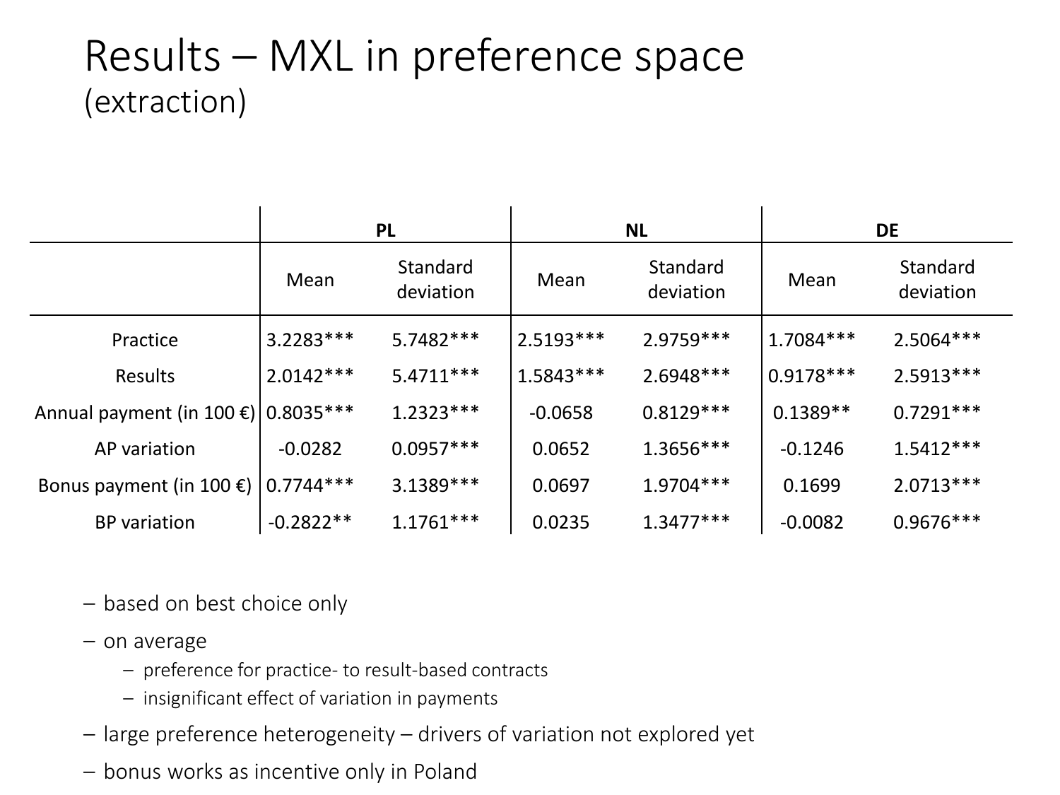# Results – MXL in preference space
(extraction)

| | PL | | NL | | DE | |
|---|---|---|---|---|---|---|
| | Mean | Standard deviation | Mean | Standard deviation | Mean | Standard deviation |
| Practice | 3.2283*** | 5.7482*** | 2.5193*** | 2.9759*** | 1.7084*** | 2.5064*** |
| Results | 2.0142*** | 5.4711*** | 1.5843*** | 2.6948*** | 0.9178*** | 2.5913*** |
| Annual payment (in 100 €) | 0.8035*** | 1.2323*** | -0.0658 | 0.8129*** | 0.1389** | 0.7291*** |
| AP variation | -0.0282 | 0.0957*** | 0.0652 | 1.3656*** | -0.1246 | 1.5412*** |
| Bonus payment (in 100 €) | 0.7744*** | 3.1389*** | 0.0697 | 1.9704*** | 0.1699 | 2.0713*** |
| BP variation | -0.2822** | 1.1761*** | 0.0235 | 1.3477*** | -0.0082 | 0.9676*** |

- based on best choice only
- on average
  - preference for practice- to result-based contracts
  - insignificant effect of variation in payments
- large preference heterogeneity – drivers of variation not explored yet
- bonus works as incentive only in Poland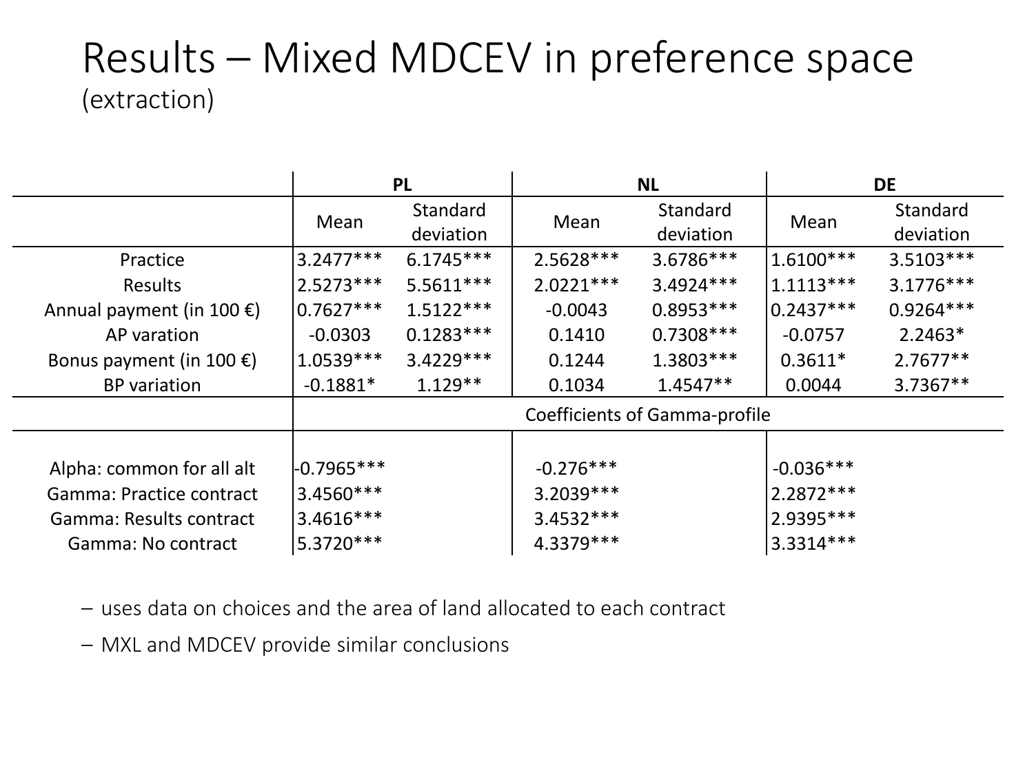# Results – Mixed MDCEV in preference space

(extraction)

| | PL | | NL | | DE | |
|---|---|---|---|---|---|---|
| | Mean | Standard deviation | Mean | Standard deviation | Mean | Standard deviation |
| Practice | 3.2477*** | 6.1745*** | 2.5628*** | 3.6786*** | 1.6100*** | 3.5103*** |
| Results | 2.5273*** | 5.5611*** | 2.0221*** | 3.4924*** | 1.1113*** | 3.1776*** |
| Annual payment (in 100 €) | 0.7627*** | 1.5122*** | -0.0043 | 0.8953*** | 0.2437*** | 0.9264*** |
| AP varation | -0.0303 | 0.1283*** | 0.1410 | 0.7308*** | -0.0757 | 2.2463* |
| Bonus payment (in 100 €) | 1.0539*** | 3.4229*** | 0.1244 | 1.3803*** | 0.3611* | 2.7677** |
| BP variation | -0.1881* | 1.129** | 0.1034 | 1.4547** | 0.0044 | 3.7367** |
| | Coefficients of Gamma-profile | | | | | |
| Alpha: common for all alt | -0.7965*** | | -0.276*** | | -0.036*** | |
| Gamma: Practice contract | 3.4560*** | | 3.2039*** | | 2.2872*** | |
| Gamma: Results contract | 3.4616*** | | 3.4532*** | | 2.9395*** | |
| Gamma: No contract | 5.3720*** | | 4.3379*** | | 3.3314*** | |

- uses data on choices and the area of land allocated to each contract
- MXL and MDCEV provide similar conclusions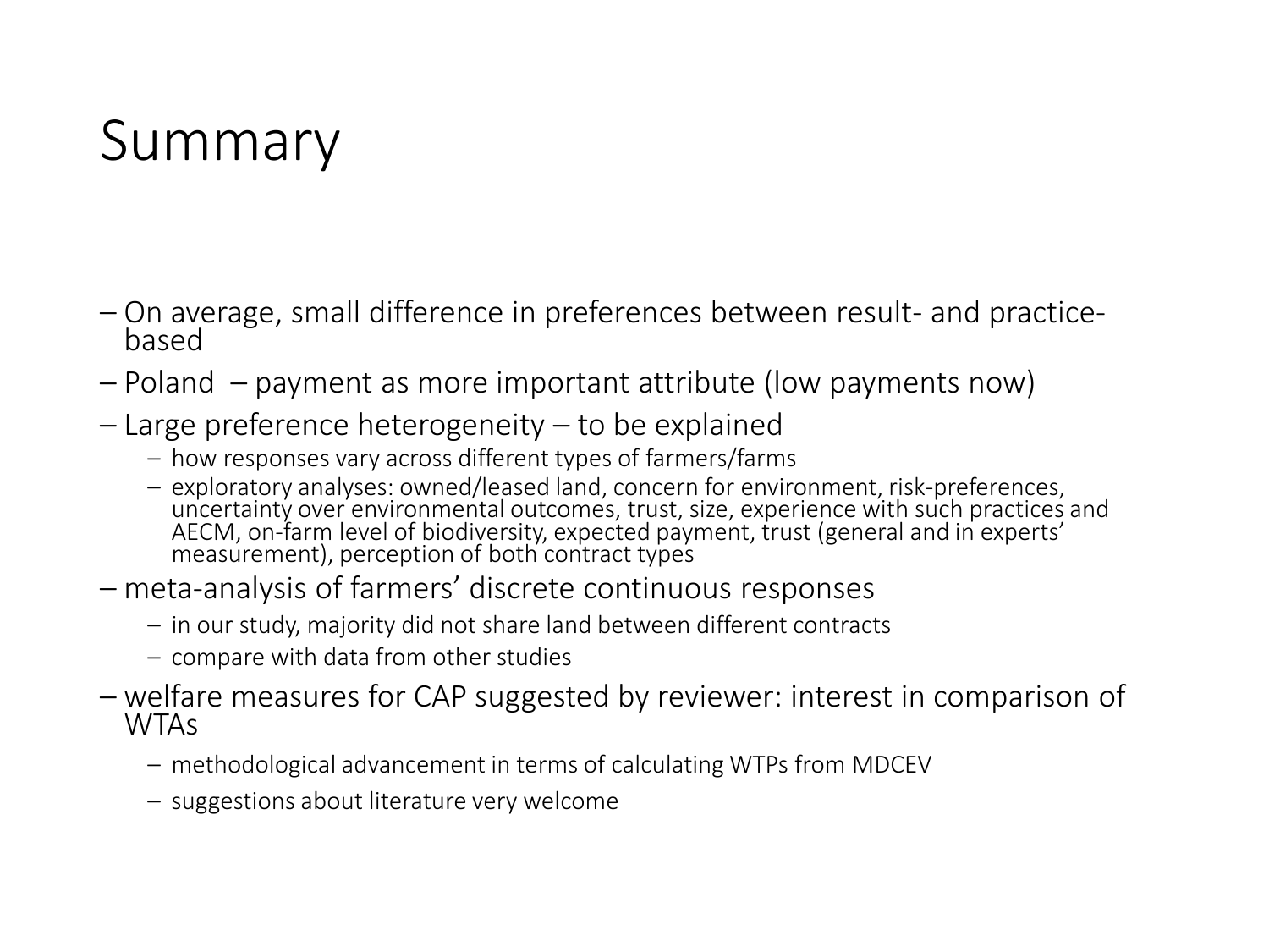# Summary

- On average, small difference in preferences between result- and practice-based
- Poland – payment as more important attribute (low payments now)
- Large preference heterogeneity – to be explained
  - how responses vary across different types of farmers/farms
  - exploratory analyses: owned/leased land, concern for environment, risk-preferences, uncertainty over environmental outcomes, trust, size, experience with such practices and AECM, on-farm level of biodiversity, expected payment, trust (general and in experts' measurement), perception of both contract types
- meta-analysis of farmers' discrete continuous responses
  - in our study, majority did not share land between different contracts
  - compare with data from other studies
- welfare measures for CAP suggested by reviewer: interest in comparison of WTAs
  - methodological advancement in terms of calculating WTPs from MDCEV
  - suggestions about literature very welcome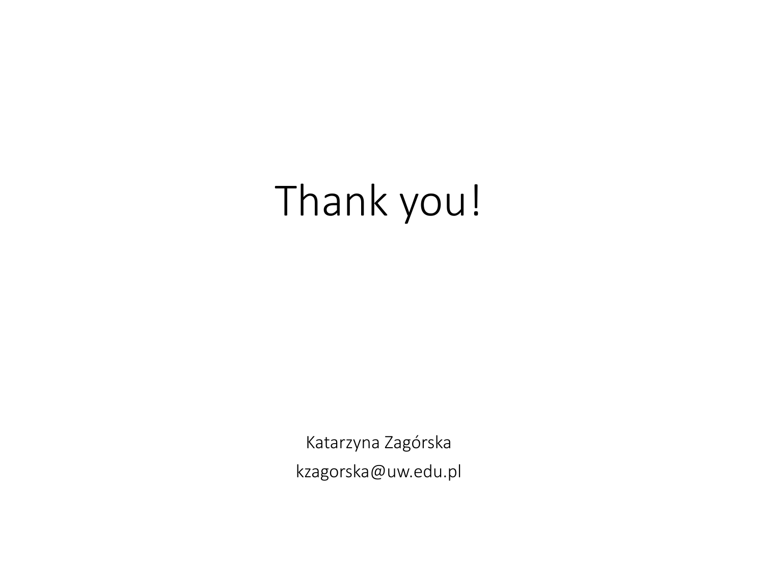# Thank you!

Katarzyna Zagórska

kzagorska@uw.edu.pl